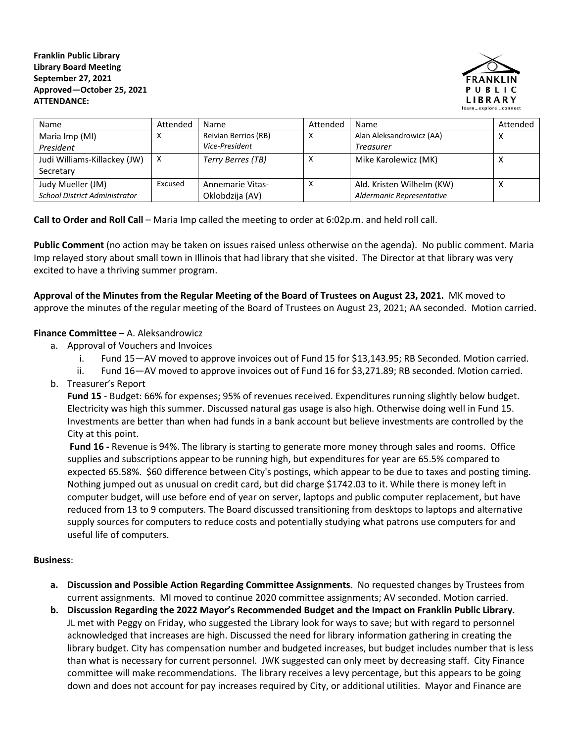**Franklin Public Library**
**Library Board Meeting**
**September 27, 2021**
**Approved—October 25, 2021**
**ATTENDANCE:**

FRANKLIN PUBLIC LIBRARY learn…explore…connect

| Name | Attended | Name | Attended | Name | Attended |
|---|---|---|---|---|---|
| Maria Imp (MI) *President* | X | Reivian Berrios (RB) *Vice-President* | X | Alan Aleksandrowicz (AA) *Treasurer* | X |
| Judi Williams-Killackey (JW) Secretary | X | *Terry Berres (TB)* | X | Mike Karolewicz (MK) | X |
| Judy Mueller (JM) *School District Administrator* | Excused | Annemarie Vitas-Oklobdzija (AV) | X | Ald. Kristen Wilhelm (KW) *Aldermanic Representative* | X |

**Call to Order and Roll Call** – Maria Imp called the meeting to order at 6:02p.m. and held roll call.

**Public Comment** (no action may be taken on issues raised unless otherwise on the agenda). No public comment. Maria Imp relayed story about small town in Illinois that had library that she visited. The Director at that library was very excited to have a thriving summer program.

**Approval of the Minutes from the Regular Meeting of the Board of Trustees on August 23, 2021.** MK moved to approve the minutes of the regular meeting of the Board of Trustees on August 23, 2021; AA seconded. Motion carried.

**Finance Committee** – A. Aleksandrowicz

a. Approval of Vouchers and Invoices
   i. Fund 15—AV moved to approve invoices out of Fund 15 for $13,143.95; RB Seconded. Motion carried.
   ii. Fund 16—AV moved to approve invoices out of Fund 16 for $3,271.89; RB seconded. Motion carried.

b. Treasurer's Report

   **Fund 15** - Budget: 66% for expenses; 95% of revenues received. Expenditures running slightly below budget. Electricity was high this summer. Discussed natural gas usage is also high. Otherwise doing well in Fund 15. Investments are better than when had funds in a bank account but believe investments are controlled by the City at this point.

   **Fund 16 -** Revenue is 94%. The library is starting to generate more money through sales and rooms. Office supplies and subscriptions appear to be running high, but expenditures for year are 65.5% compared to expected 65.58%. $60 difference between City's postings, which appear to be due to taxes and posting timing. Nothing jumped out as unusual on credit card, but did charge $1742.03 to it. While there is money left in computer budget, will use before end of year on server, laptops and public computer replacement, but have reduced from 13 to 9 computers. The Board discussed transitioning from desktops to laptops and alternative supply sources for computers to reduce costs and potentially studying what patrons use computers for and useful life of computers.

**Business**:

a. **Discussion and Possible Action Regarding Committee Assignments**. No requested changes by Trustees from current assignments. MI moved to continue 2020 committee assignments; AV seconded. Motion carried.

b. **Discussion Regarding the 2022 Mayor's Recommended Budget and the Impact on Franklin Public Library.** JL met with Peggy on Friday, who suggested the Library look for ways to save; but with regard to personnel acknowledged that increases are high. Discussed the need for library information gathering in creating the library budget. City has compensation number and budgeted increases, but budget includes number that is less than what is necessary for current personnel. JWK suggested can only meet by decreasing staff. City Finance committee will make recommendations. The library receives a levy percentage, but this appears to be going down and does not account for pay increases required by City, or additional utilities. Mayor and Finance are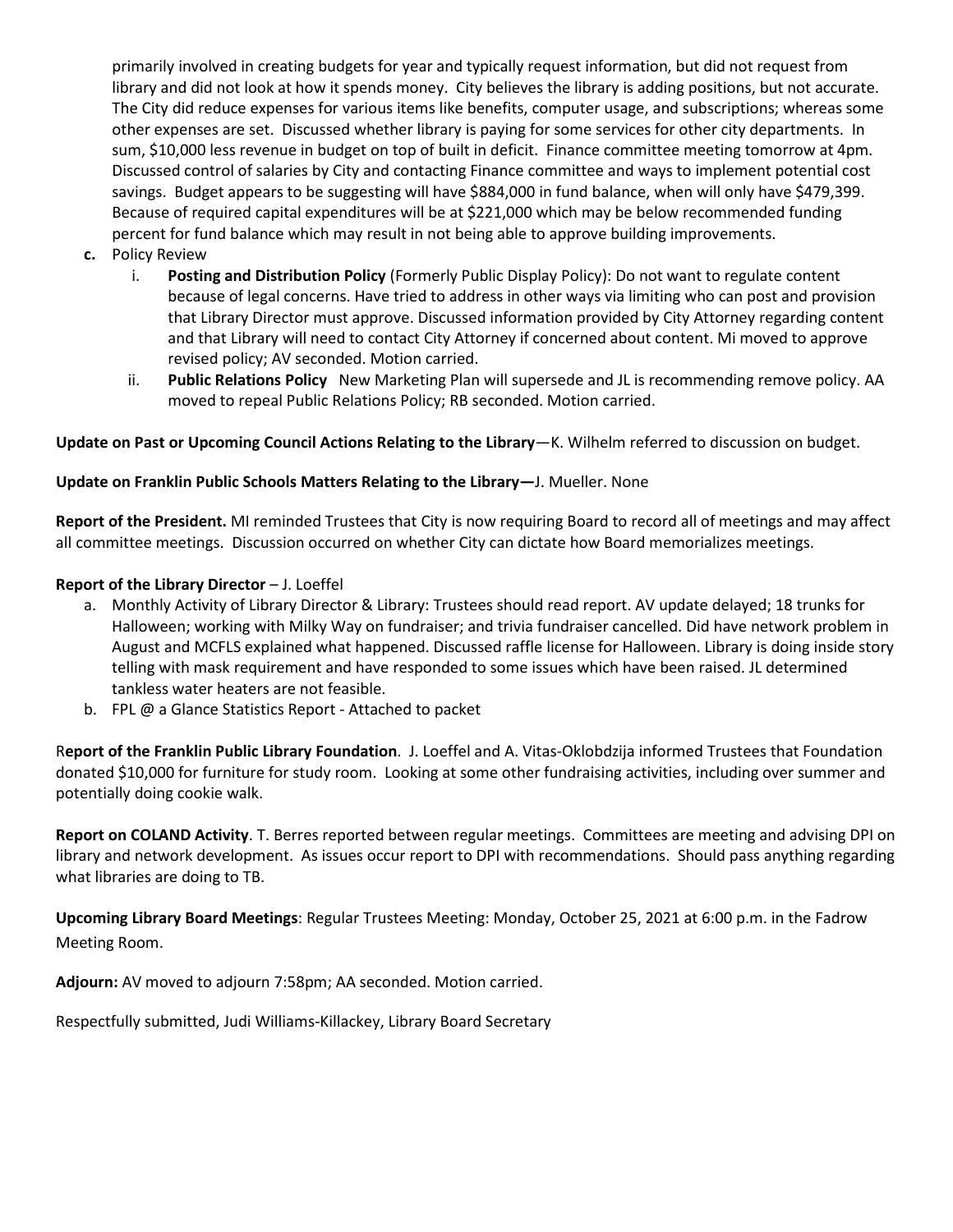primarily involved in creating budgets for year and typically request information, but did not request from library and did not look at how it spends money. City believes the library is adding positions, but not accurate. The City did reduce expenses for various items like benefits, computer usage, and subscriptions; whereas some other expenses are set. Discussed whether library is paying for some services for other city departments. In sum, $10,000 less revenue in budget on top of built in deficit. Finance committee meeting tomorrow at 4pm. Discussed control of salaries by City and contacting Finance committee and ways to implement potential cost savings. Budget appears to be suggesting will have $884,000 in fund balance, when will only have $479,399. Because of required capital expenditures will be at $221,000 which may be below recommended funding percent for fund balance which may result in not being able to approve building improvements.

**c.** Policy Review

   i. **Posting and Distribution Policy** (Formerly Public Display Policy): Do not want to regulate content because of legal concerns. Have tried to address in other ways via limiting who can post and provision that Library Director must approve. Discussed information provided by City Attorney regarding content and that Library will need to contact City Attorney if concerned about content. Mi moved to approve revised policy; AV seconded. Motion carried.

   ii. **Public Relations Policy** New Marketing Plan will supersede and JL is recommending remove policy. AA moved to repeal Public Relations Policy; RB seconded. Motion carried.

**Update on Past or Upcoming Council Actions Relating to the Library**—K. Wilhelm referred to discussion on budget.

**Update on Franklin Public Schools Matters Relating to the Library—**J. Mueller. None

**Report of the President.** MI reminded Trustees that City is now requiring Board to record all of meetings and may affect all committee meetings. Discussion occurred on whether City can dictate how Board memorializes meetings.

**Report of the Library Director** – J. Loeffel

a. Monthly Activity of Library Director & Library: Trustees should read report. AV update delayed; 18 trunks for Halloween; working with Milky Way on fundraiser; and trivia fundraiser cancelled. Did have network problem in August and MCFLS explained what happened. Discussed raffle license for Halloween. Library is doing inside story telling with mask requirement and have responded to some issues which have been raised. JL determined tankless water heaters are not feasible.

b. FPL @ a Glance Statistics Report - Attached to packet

R**eport of the Franklin Public Library Foundation**. J. Loeffel and A. Vitas-Oklobdzija informed Trustees that Foundation donated $10,000 for furniture for study room. Looking at some other fundraising activities, including over summer and potentially doing cookie walk.

**Report on COLAND Activity**. T. Berres reported between regular meetings. Committees are meeting and advising DPI on library and network development. As issues occur report to DPI with recommendations. Should pass anything regarding what libraries are doing to TB.

**Upcoming Library Board Meetings**: Regular Trustees Meeting: Monday, October 25, 2021 at 6:00 p.m. in the Fadrow Meeting Room.

**Adjourn:** AV moved to adjourn 7:58pm; AA seconded. Motion carried.

Respectfully submitted, Judi Williams-Killackey, Library Board Secretary